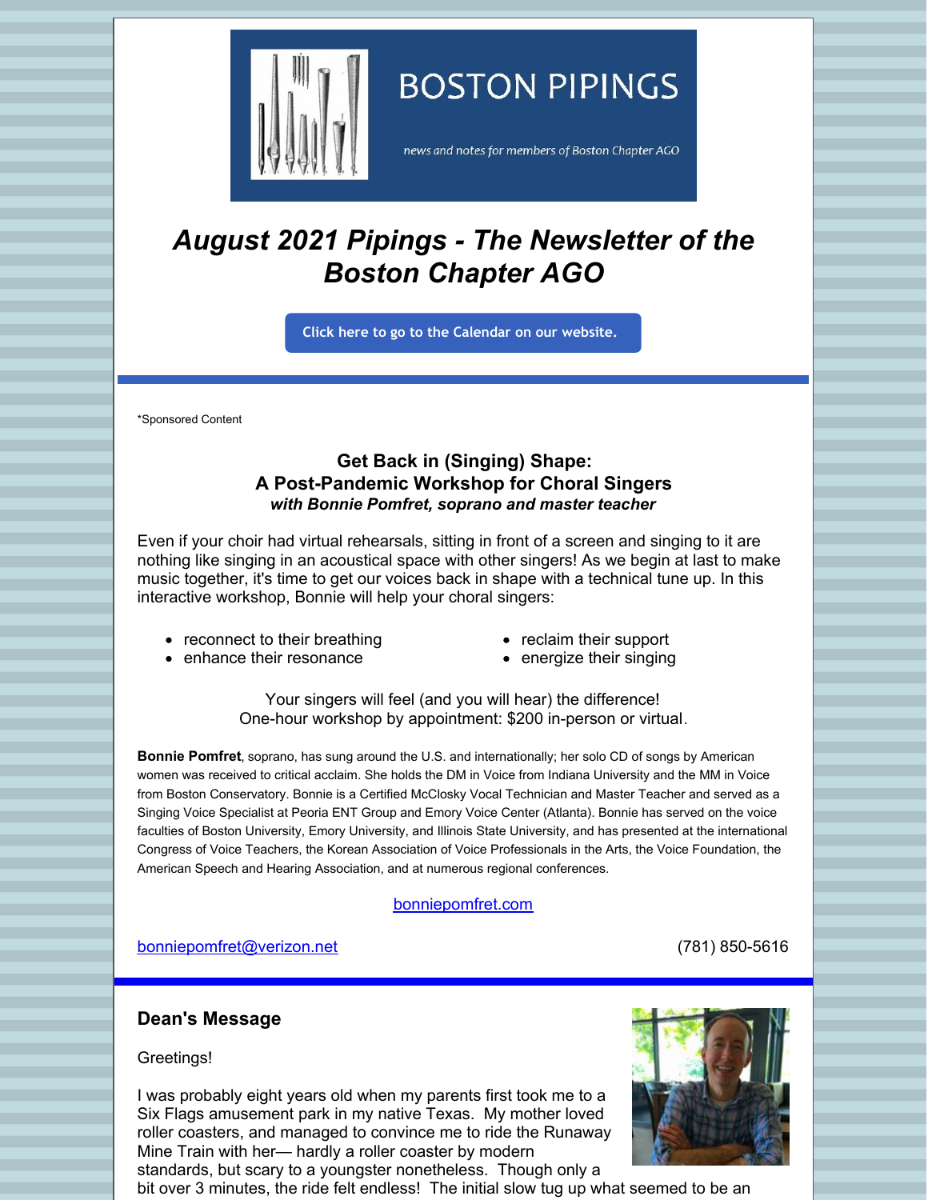BOSTON PIPINGS

news and notes for members of Boston Chapter AGO

# August 2021 Pipings - The Newsletter of the Boston Chapter AGO

Click here to go to the Calendar on our website.

*Sponsored Content

### Get Back in (Singing) Shape:
### A Post-Pandemic Workshop for Choral Singers
***with Bonnie Pomfret, soprano and master teacher***

Even if your choir had virtual rehearsals, sitting in front of a screen and singing to it are nothing like singing in an acoustical space with other singers! As we begin at last to make music together, it's time to get our voices back in shape with a technical tune up. In this interactive workshop, Bonnie will help your choral singers:

- reconnect to their breathing
- enhance their resonance
- reclaim their support
- energize their singing

Your singers will feel (and you will hear) the difference!
One-hour workshop by appointment: $200 in-person or virtual.

**Bonnie Pomfret**, soprano, has sung around the U.S. and internationally; her solo CD of songs by American women was received to critical acclaim. She holds the DM in Voice from Indiana University and the MM in Voice from Boston Conservatory. Bonnie is a Certified McClosky Vocal Technician and Master Teacher and served as a Singing Voice Specialist at Peoria ENT Group and Emory Voice Center (Atlanta). Bonnie has served on the voice faculties of Boston University, Emory University, and Illinois State University, and has presented at the international Congress of Voice Teachers, the Korean Association of Voice Professionals in the Arts, the Voice Foundation, the American Speech and Hearing Association, and at numerous regional conferences.

bonniepomfret.com

bonniepomfret@verizon.net (781) 850-5616

## Dean's Message

Greetings!

I was probably eight years old when my parents first took me to a Six Flags amusement park in my native Texas. My mother loved roller coasters, and managed to convince me to ride the Runaway Mine Train with her— hardly a roller coaster by modern standards, but scary to a youngster nonetheless. Though only a bit over 3 minutes, the ride felt endless! The initial slow tug up what seemed to be an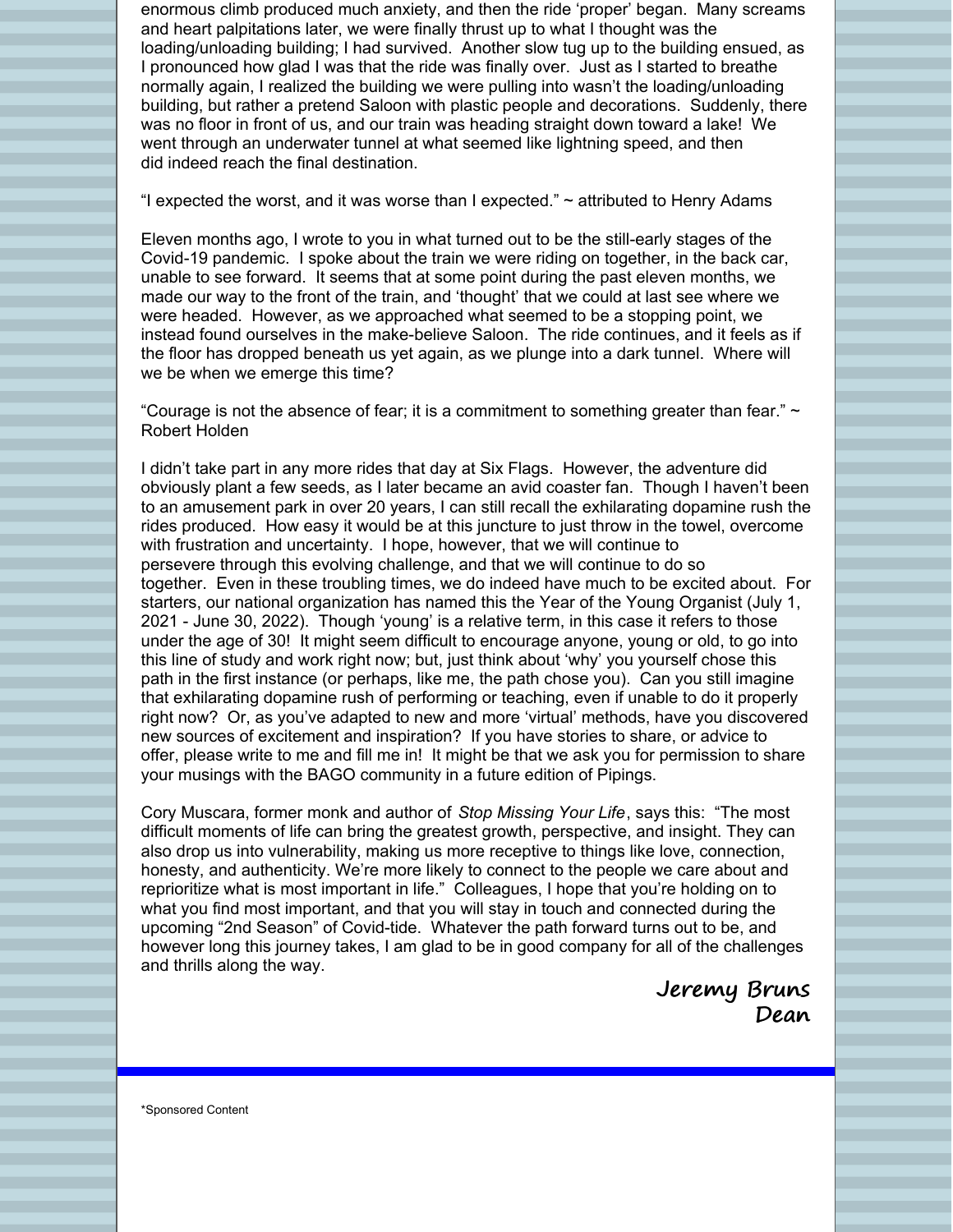enormous climb produced much anxiety, and then the ride 'proper' began. Many screams and heart palpitations later, we were finally thrust up to what I thought was the loading/unloading building; I had survived. Another slow tug up to the building ensued, as I pronounced how glad I was that the ride was finally over. Just as I started to breathe normally again, I realized the building we were pulling into wasn't the loading/unloading building, but rather a pretend Saloon with plastic people and decorations. Suddenly, there was no floor in front of us, and our train was heading straight down toward a lake! We went through an underwater tunnel at what seemed like lightning speed, and then did indeed reach the final destination.

"I expected the worst, and it was worse than I expected." ~ attributed to Henry Adams

Eleven months ago, I wrote to you in what turned out to be the still-early stages of the Covid-19 pandemic. I spoke about the train we were riding on together, in the back car, unable to see forward. It seems that at some point during the past eleven months, we made our way to the front of the train, and 'thought' that we could at last see where we were headed. However, as we approached what seemed to be a stopping point, we instead found ourselves in the make-believe Saloon. The ride continues, and it feels as if the floor has dropped beneath us yet again, as we plunge into a dark tunnel. Where will we be when we emerge this time?

"Courage is not the absence of fear; it is a commitment to something greater than fear." ~ Robert Holden

I didn't take part in any more rides that day at Six Flags. However, the adventure did obviously plant a few seeds, as I later became an avid coaster fan. Though I haven't been to an amusement park in over 20 years, I can still recall the exhilarating dopamine rush the rides produced. How easy it would be at this juncture to just throw in the towel, overcome with frustration and uncertainty. I hope, however, that we will continue to persevere through this evolving challenge, and that we will continue to do so together. Even in these troubling times, we do indeed have much to be excited about. For starters, our national organization has named this the Year of the Young Organist (July 1, 2021 - June 30, 2022). Though 'young' is a relative term, in this case it refers to those under the age of 30! It might seem difficult to encourage anyone, young or old, to go into this line of study and work right now; but, just think about 'why' you yourself chose this path in the first instance (or perhaps, like me, the path chose you). Can you still imagine that exhilarating dopamine rush of performing or teaching, even if unable to do it properly right now? Or, as you've adapted to new and more 'virtual' methods, have you discovered new sources of excitement and inspiration? If you have stories to share, or advice to offer, please write to me and fill me in! It might be that we ask you for permission to share your musings with the BAGO community in a future edition of Pipings.

Cory Muscara, former monk and author of *Stop Missing Your Life*, says this: "The most difficult moments of life can bring the greatest growth, perspective, and insight. They can also drop us into vulnerability, making us more receptive to things like love, connection, honesty, and authenticity. We're more likely to connect to the people we care about and reprioritize what is most important in life." Colleagues, I hope that you're holding on to what you find most important, and that you will stay in touch and connected during the upcoming "2nd Season" of Covid-tide. Whatever the path forward turns out to be, and however long this journey takes, I am glad to be in good company for all of the challenges and thrills along the way.

**Jeremy Bruns**
**Dean**

---

*Sponsored Content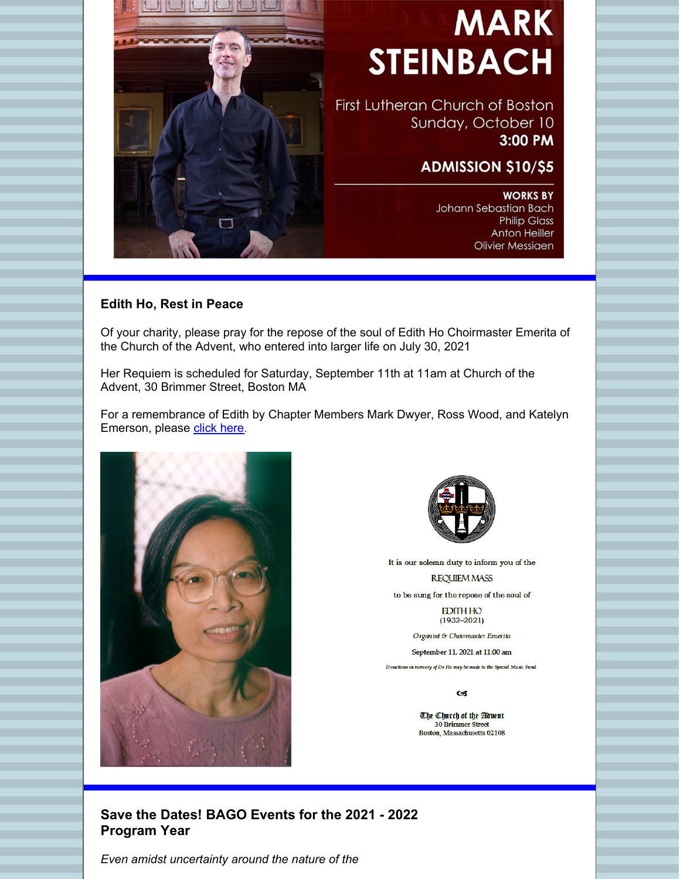MARK STEINBACH

First Lutheran Church of Boston
Sunday, October 10
**3:00 PM**

**ADMISSION $10/$5**

**WORKS BY**
Johann Sebastian Bach
Philip Glass
Anton Heiller
Olivier Messiaen

## Edith Ho, Rest in Peace

Of your charity, please pray for the repose of the soul of Edith Ho Choirmaster Emerita of the Church of the Advent, who entered into larger life on July 30, 2021

Her Requiem is scheduled for Saturday, September 11th at 11am at Church of the Advent, 30 Brimmer Street, Boston MA

For a remembrance of Edith by Chapter Members Mark Dwyer, Ross Wood, and Katelyn Emerson, please [click here](click here).

It is our solemn duty to inform you of the

REQUIEM MASS

to be sung for the repose of the soul of

EDITH HO
(1932–2021)

*Organist & Choirmaster Emerita*

September 11, 2021 at 11:00 am

*Donations in memory of Dr Ho may be made to the Special Music Fund.*

The Church of the Advent
30 Brimmer Street
Boston, Massachusetts 02108

## Save the Dates! BAGO Events for the 2021 - 2022 Program Year

*Even amidst uncertainty around the nature of the*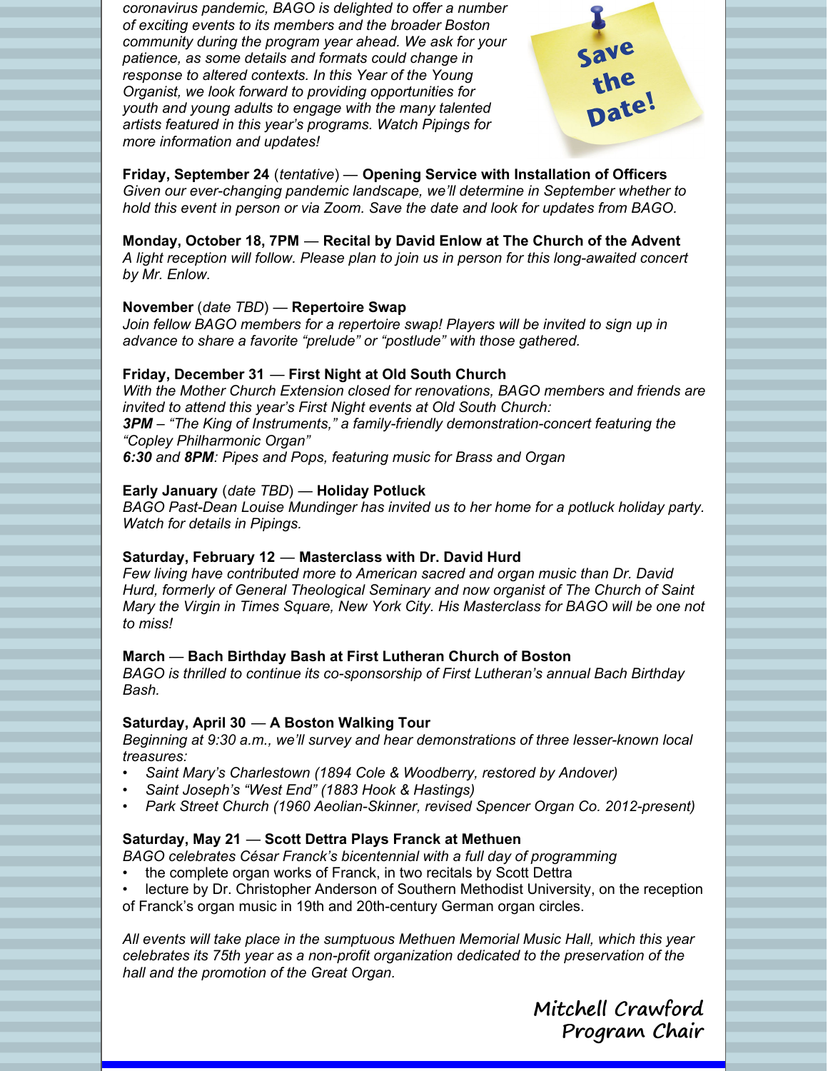*coronavirus pandemic, BAGO is delighted to offer a number of exciting events to its members and the broader Boston community during the program year ahead. We ask for your patience, as some details and formats could change in response to altered contexts. In this Year of the Young Organist, we look forward to providing opportunities for youth and young adults to engage with the many talented artists featured in this year's programs. Watch Pipings for more information and updates!*

Save the Date!

**Friday, September 24** (*tentative*) — **Opening Service with Installation of Officers**
*Given our ever-changing pandemic landscape, we'll determine in September whether to hold this event in person or via Zoom. Save the date and look for updates from BAGO.*

**Monday, October 18, 7PM** — **Recital by David Enlow at The Church of the Advent**
*A light reception will follow. Please plan to join us in person for this long-awaited concert by Mr. Enlow.*

**November** (*date TBD*) — **Repertoire Swap**
*Join fellow BAGO members for a repertoire swap! Players will be invited to sign up in advance to share a favorite "prelude" or "postlude" with those gathered.*

**Friday, December 31** — **First Night at Old South Church**
*With the Mother Church Extension closed for renovations, BAGO members and friends are invited to attend this year's First Night events at Old South Church:*
***3PM** – "The King of Instruments," a family-friendly demonstration-concert featuring the "Copley Philharmonic Organ"*
***6:30** and **8PM**: Pipes and Pops, featuring music for Brass and Organ*

**Early January** (*date TBD*) — **Holiday Potluck**
*BAGO Past-Dean Louise Mundinger has invited us to her home for a potluck holiday party. Watch for details in Pipings.*

**Saturday, February 12** — **Masterclass with Dr. David Hurd**
*Few living have contributed more to American sacred and organ music than Dr. David Hurd, formerly of General Theological Seminary and now organist of The Church of Saint Mary the Virgin in Times Square, New York City. His Masterclass for BAGO will be one not to miss!*

**March** — **Bach Birthday Bash at First Lutheran Church of Boston**
*BAGO is thrilled to continue its co-sponsorship of First Lutheran's annual Bach Birthday Bash.*

**Saturday, April 30** — **A Boston Walking Tour**
*Beginning at 9:30 a.m., we'll survey and hear demonstrations of three lesser-known local treasures:*

- *Saint Mary's Charlestown (1894 Cole & Woodberry, restored by Andover)*
- *Saint Joseph's "West End" (1883 Hook & Hastings)*
- *Park Street Church (1960 Aeolian-Skinner, revised Spencer Organ Co. 2012-present)*

**Saturday, May 21** — **Scott Dettra Plays Franck at Methuen**
*BAGO celebrates César Franck's bicentennial with a full day of programming*

- the complete organ works of Franck, in two recitals by Scott Dettra
- lecture by Dr. Christopher Anderson of Southern Methodist University, on the reception of Franck's organ music in 19th and 20th-century German organ circles.

*All events will take place in the sumptuous Methuen Memorial Music Hall, which this year celebrates its 75th year as a non-profit organization dedicated to the preservation of the hall and the promotion of the Great Organ.*

Mitchell Crawford
Program Chair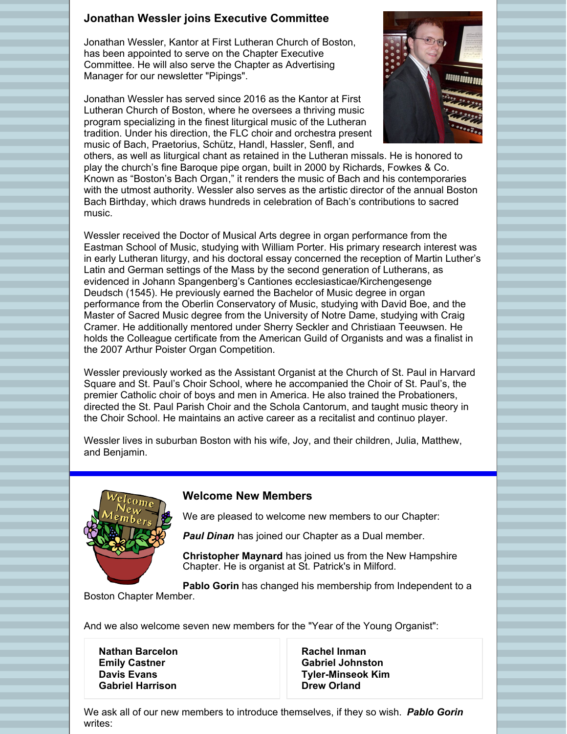### Jonathan Wessler joins Executive Committee

Jonathan Wessler, Kantor at First Lutheran Church of Boston, has been appointed to serve on the Chapter Executive Committee. He will also serve the Chapter as Advertising Manager for our newsletter "Pipings".

Jonathan Wessler has served since 2016 as the Kantor at First Lutheran Church of Boston, where he oversees a thriving music program specializing in the finest liturgical music of the Lutheran tradition. Under his direction, the FLC choir and orchestra present music of Bach, Praetorius, Schütz, Handl, Hassler, Senfl, and others, as well as liturgical chant as retained in the Lutheran missals. He is honored to play the church's fine Baroque pipe organ, built in 2000 by Richards, Fowkes & Co. Known as "Boston's Bach Organ," it renders the music of Bach and his contemporaries with the utmost authority. Wessler also serves as the artistic director of the annual Boston Bach Birthday, which draws hundreds in celebration of Bach's contributions to sacred music.

Wessler received the Doctor of Musical Arts degree in organ performance from the Eastman School of Music, studying with William Porter. His primary research interest was in early Lutheran liturgy, and his doctoral essay concerned the reception of Martin Luther's Latin and German settings of the Mass by the second generation of Lutherans, as evidenced in Johann Spangenberg's Cantiones ecclesiasticae/Kirchengesenge Deudsch (1545). He previously earned the Bachelor of Music degree in organ performance from the Oberlin Conservatory of Music, studying with David Boe, and the Master of Sacred Music degree from the University of Notre Dame, studying with Craig Cramer. He additionally mentored under Sherry Seckler and Christiaan Teeuwsen. He holds the Colleague certificate from the American Guild of Organists and was a finalist in the 2007 Arthur Poister Organ Competition.

Wessler previously worked as the Assistant Organist at the Church of St. Paul in Harvard Square and St. Paul's Choir School, where he accompanied the Choir of St. Paul's, the premier Catholic choir of boys and men in America. He also trained the Probationers, directed the St. Paul Parish Choir and the Schola Cantorum, and taught music theory in the Choir School. He maintains an active career as a recitalist and continuo player.

Wessler lives in suburban Boston with his wife, Joy, and their children, Julia, Matthew, and Benjamin.

---

### Welcome New Members

We are pleased to welcome new members to our Chapter:

***Paul Dinan*** has joined our Chapter as a Dual member.

**Christopher Maynard** has joined us from the New Hampshire Chapter. He is organist at St. Patrick's in Milford.

**Pablo Gorin** has changed his membership from Independent to a Boston Chapter Member.

And we also welcome seven new members for the "Year of the Young Organist":

**Nathan Barcelon**
**Emily Castner**
**Davis Evans**
**Gabriel Harrison**
**Rachel Inman**
**Gabriel Johnston**
**Tyler-Minseok Kim**
**Drew Orland**

We ask all of our new members to introduce themselves, if they so wish. ***Pablo Gorin*** writes: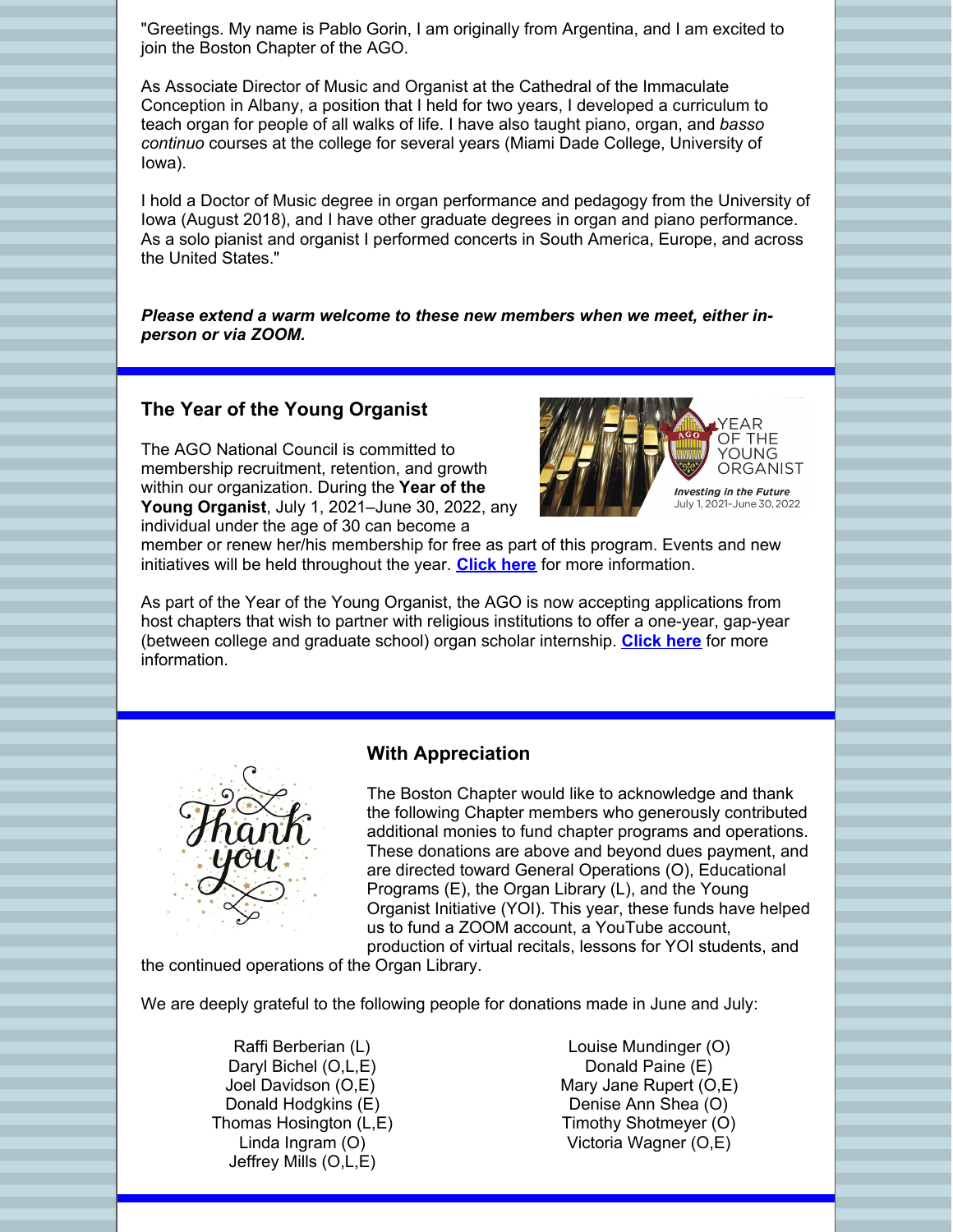"Greetings. My name is Pablo Gorin, I am originally from Argentina, and I am excited to join the Boston Chapter of the AGO.

As Associate Director of Music and Organist at the Cathedral of the Immaculate Conception in Albany, a position that I held for two years, I developed a curriculum to teach organ for people of all walks of life. I have also taught piano, organ, and *basso continuo* courses at the college for several years (Miami Dade College, University of Iowa).

I hold a Doctor of Music degree in organ performance and pedagogy from the University of Iowa (August 2018), and I have other graduate degrees in organ and piano performance. As a solo pianist and organist I performed concerts in South America, Europe, and across the United States."

***Please extend a warm welcome to these new members when we meet, either in-person or via ZOOM.***

### The Year of the Young Organist

The AGO National Council is committed to membership recruitment, retention, and growth within our organization. During the **Year of the Young Organist**, July 1, 2021–June 30, 2022, any individual under the age of 30 can become a member or renew her/his membership for free as part of this program. Events and new initiatives will be held throughout the year. **Click here** for more information.

As part of the Year of the Young Organist, the AGO is now accepting applications from host chapters that wish to partner with religious institutions to offer a one-year, gap-year (between college and graduate school) organ scholar internship. **Click here** for more information.

### With Appreciation

The Boston Chapter would like to acknowledge and thank the following Chapter members who generously contributed additional monies to fund chapter programs and operations. These donations are above and beyond dues payment, and are directed toward General Operations (O), Educational Programs (E), the Organ Library (L), and the Young Organist Initiative (YOI). This year, these funds have helped us to fund a ZOOM account, a YouTube account, production of virtual recitals, lessons for YOI students, and the continued operations of the Organ Library.

We are deeply grateful to the following people for donations made in June and July:

Raffi Berberian (L)
Daryl Bichel (O,L,E)
Joel Davidson (O,E)
Donald Hodgkins (E)
Thomas Hosington (L,E)
Linda Ingram (O)
Jeffrey Mills (O,L,E)
Louise Mundinger (O)
Donald Paine (E)
Mary Jane Rupert (O,E)
Denise Ann Shea (O)
Timothy Shotmeyer (O)
Victoria Wagner (O,E)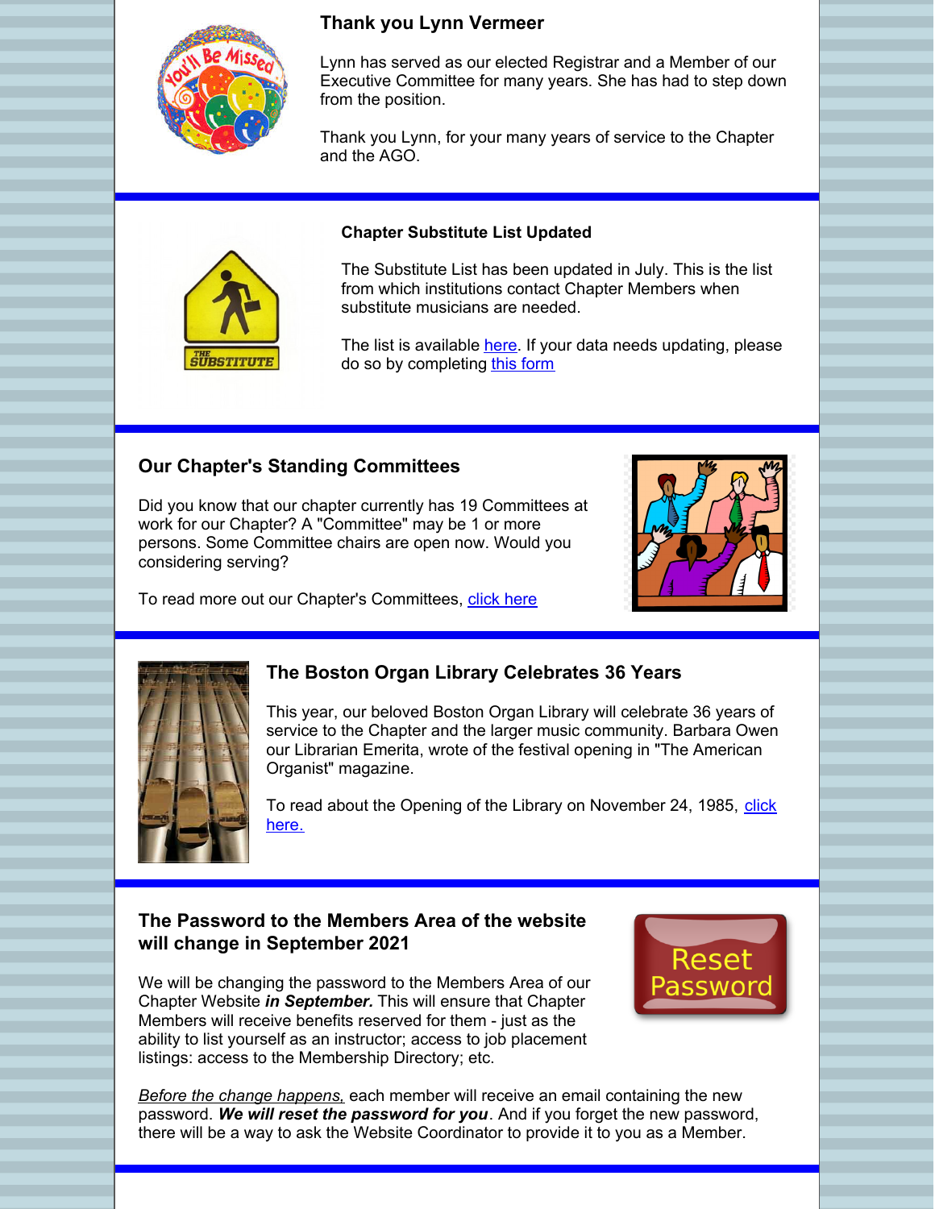## Thank you Lynn Vermeer

Lynn has served as our elected Registrar and a Member of our Executive Committee for many years. She has had to step down from the position.

Thank you Lynn, for your many years of service to the Chapter and the AGO.

---

### Chapter Substitute List Updated

The Substitute List has been updated in July. This is the list from which institutions contact Chapter Members when substitute musicians are needed.

The list is available here. If your data needs updating, please do so by completing this form

---

## Our Chapter's Standing Committees

Did you know that our chapter currently has 19 Committees at work for our Chapter? A "Committee" may be 1 or more persons. Some Committee chairs are open now. Would you considering serving?

To read more out our Chapter's Committees, click here

---

## The Boston Organ Library Celebrates 36 Years

This year, our beloved Boston Organ Library will celebrate 36 years of service to the Chapter and the larger music community. Barbara Owen our Librarian Emerita, wrote of the festival opening in "The American Organist" magazine.

To read about the Opening of the Library on November 24, 1985, click here.

---

## The Password to the Members Area of the website will change in September 2021

We will be changing the password to the Members Area of our Chapter Website ***in September.*** This will ensure that Chapter Members will receive benefits reserved for them - just as the ability to list yourself as an instructor; access to job placement listings: access to the Membership Directory; etc.

*Before the change happens,* each member will receive an email containing the new password. ***We will reset the password for you***. And if you forget the new password, there will be a way to ask the Website Coordinator to provide it to you as a Member.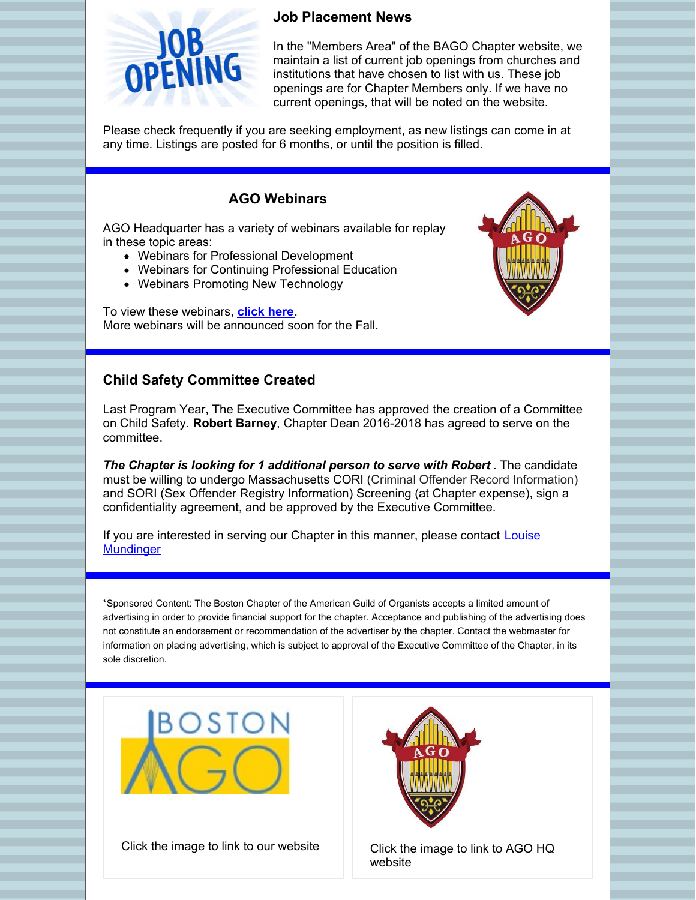## Job Placement News

In the "Members Area" of the BAGO Chapter website, we maintain a list of current job openings from churches and institutions that have chosen to list with us. These job openings are for Chapter Members only. If we have no current openings, that will be noted on the website.

Please check frequently if you are seeking employment, as new listings can come in at any time. Listings are posted for 6 months, or until the position is filled.

## AGO Webinars

AGO Headquarter has a variety of webinars available for replay in these topic areas:

- Webinars for Professional Development
- Webinars for Continuing Professional Education
- Webinars Promoting New Technology

To view these webinars, **click here**.
More webinars will be announced soon for the Fall.

## Child Safety Committee Created

Last Program Year, The Executive Committee has approved the creation of a Committee on Child Safety. **Robert Barney**, Chapter Dean 2016-2018 has agreed to serve on the committee.

***The Chapter is looking for 1 additional person to serve with Robert*** . The candidate must be willing to undergo Massachusetts CORI (Criminal Offender Record Information) and SORI (Sex Offender Registry Information) Screening (at Chapter expense), sign a confidentiality agreement, and be approved by the Executive Committee.

If you are interested in serving our Chapter in this manner, please contact Louise Mundinger

*Sponsored Content: The Boston Chapter of the American Guild of Organists accepts a limited amount of advertising in order to provide financial support for the chapter. Acceptance and publishing of the advertising does not constitute an endorsement or recommendation of the advertiser by the chapter. Contact the webmaster for information on placing advertising, which is subject to approval of the Executive Committee of the Chapter, in its sole discretion.

Click the image to link to our website

Click the image to link to AGO HQ website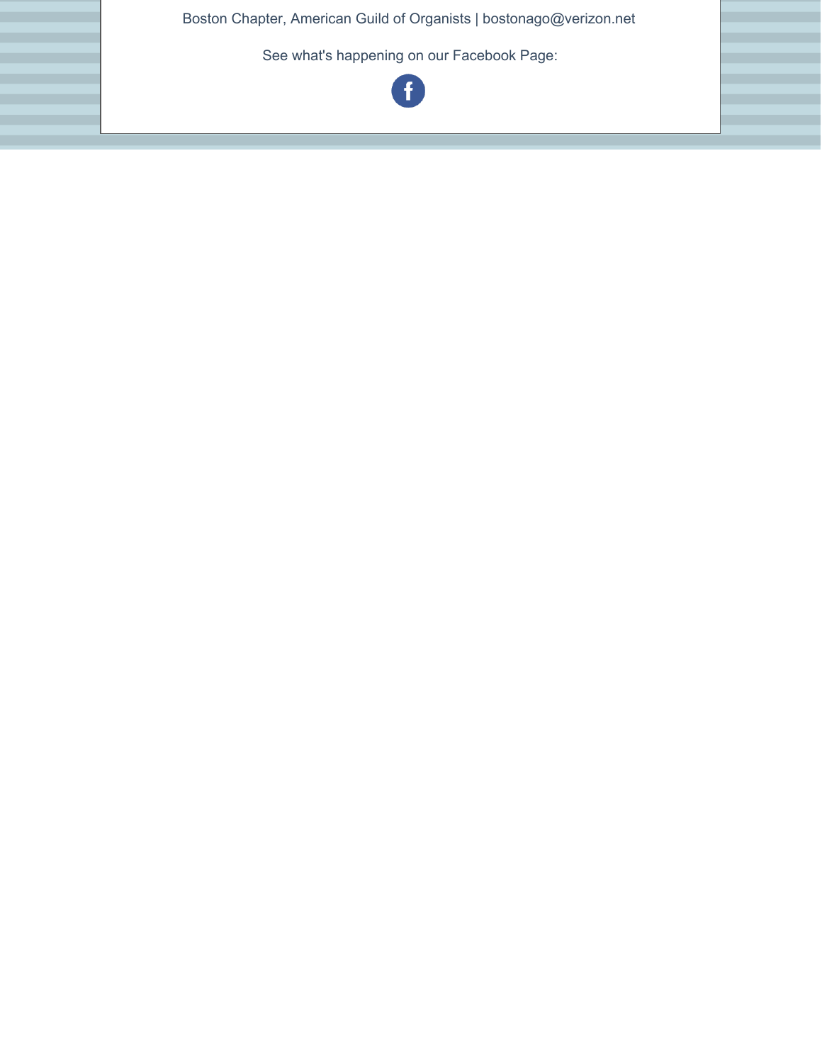Boston Chapter, American Guild of Organists | bostonago@verizon.net

See what's happening on our Facebook Page: